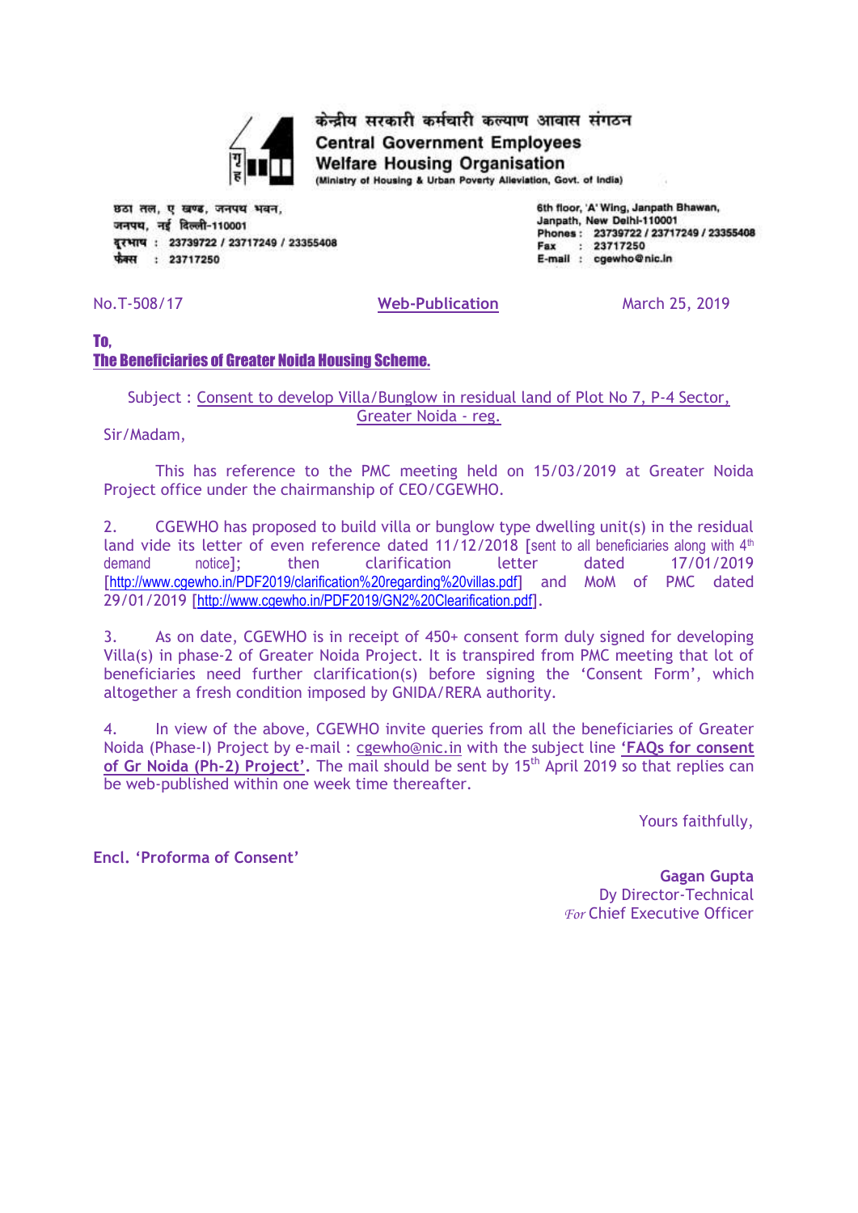केन्द्रीय सरकारी कर्मचारी कल्याण आवास संगठन

**Central Government Employees Welfare Housing Organisation**

(Ministry of Housing & Urban Poverty Alleviation, Govt. of India)

छठा तल, ए खण्ड, जनपथ भवन,
जनपथ, नई दिल्ली-110001
दूरभाष : 23739722 / 23717249 / 23355408
फैक्स : 23717250

6th floor, 'A' Wing, Janpath Bhawan,
Janpath, New Delhi-110001
Phones : 23739722 / 23717249 / 23355408
Fax : 23717250
E-mail : cgewho@nic.in

No.T-508/17 **Web-Publication** March 25, 2019

**To,**
**The Beneficiaries of Greater Noida Housing Scheme.**

Subject : Consent to develop Villa/Bunglow in residual land of Plot No 7, P-4 Sector, Greater Noida - reg.

Sir/Madam,

This has reference to the PMC meeting held on 15/03/2019 at Greater Noida Project office under the chairmanship of CEO/CGEWHO.

2. CGEWHO has proposed to build villa or bunglow type dwelling unit(s) in the residual land vide its letter of even reference dated 11/12/2018 [sent to all beneficiaries along with 4th demand notice]; then clarification letter dated 17/01/2019 [http://www.cgewho.in/PDF2019/clarification%20regarding%20villas.pdf] and MoM of PMC dated 29/01/2019 [http://www.cgewho.in/PDF2019/GN2%20Clearification.pdf].

3. As on date, CGEWHO is in receipt of 450+ consent form duly signed for developing Villa(s) in phase-2 of Greater Noida Project. It is transpired from PMC meeting that lot of beneficiaries need further clarification(s) before signing the 'Consent Form', which altogether a fresh condition imposed by GNIDA/RERA authority.

4. In view of the above, CGEWHO invite queries from all the beneficiaries of Greater Noida (Phase-I) Project by e-mail : cgewho@nic.in with the subject line **'FAQs for consent of Gr Noida (Ph-2) Project'.** The mail should be sent by 15th April 2019 so that replies can be web-published within one week time thereafter.

Yours faithfully,

**Encl. 'Proforma of Consent'**

**Gagan Gupta**
Dy Director-Technical
*For* Chief Executive Officer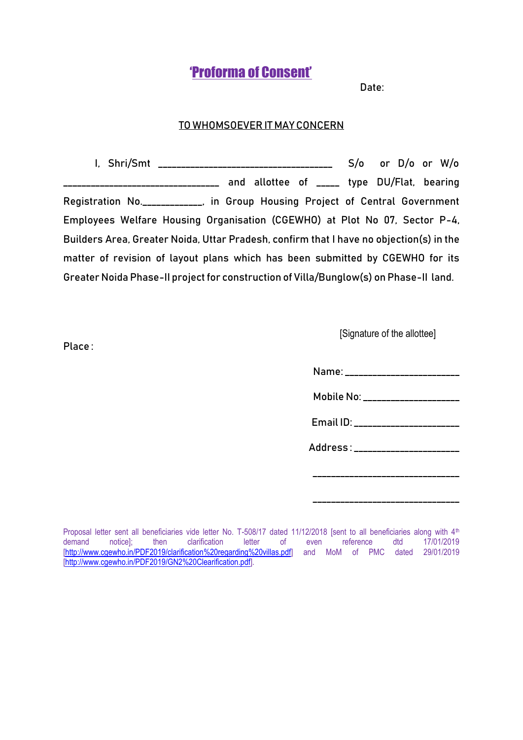# 'Proforma of Consent'

Date:

## TO WHOMSOEVER IT MAY CONCERN

I, Shri/Smt ___________________________________ S/o or D/o or W/o ________________________________ and allottee of _____ type DU/Flat, bearing Registration No.____________, in Group Housing Project of Central Government Employees Welfare Housing Organisation (CGEWHO) at Plot No 07, Sector P-4, Builders Area, Greater Noida, Uttar Pradesh, confirm that I have no objection(s) in the matter of revision of layout plans which has been submitted by CGEWHO for its Greater Noida Phase-II project for construction of Villa/Bunglow(s) on Phase-II land.

[Signature of the allottee]

Place :

Name: ______________________

Mobile No: ___________________

Email ID: _____________________

Address : _____________________

_____________________________

_____________________________

Proposal letter sent all beneficiaries vide letter No. T-508/17 dated 11/12/2018 [sent to all beneficiaries along with 4th demand notice]; then clarification letter of even reference dtd 17/01/2019 [http://www.cgewho.in/PDF2019/clarification%20regarding%20villas.pdf] and MoM of PMC dated 29/01/2019 [http://www.cgewho.in/PDF2019/GN2%20Clearification.pdf].